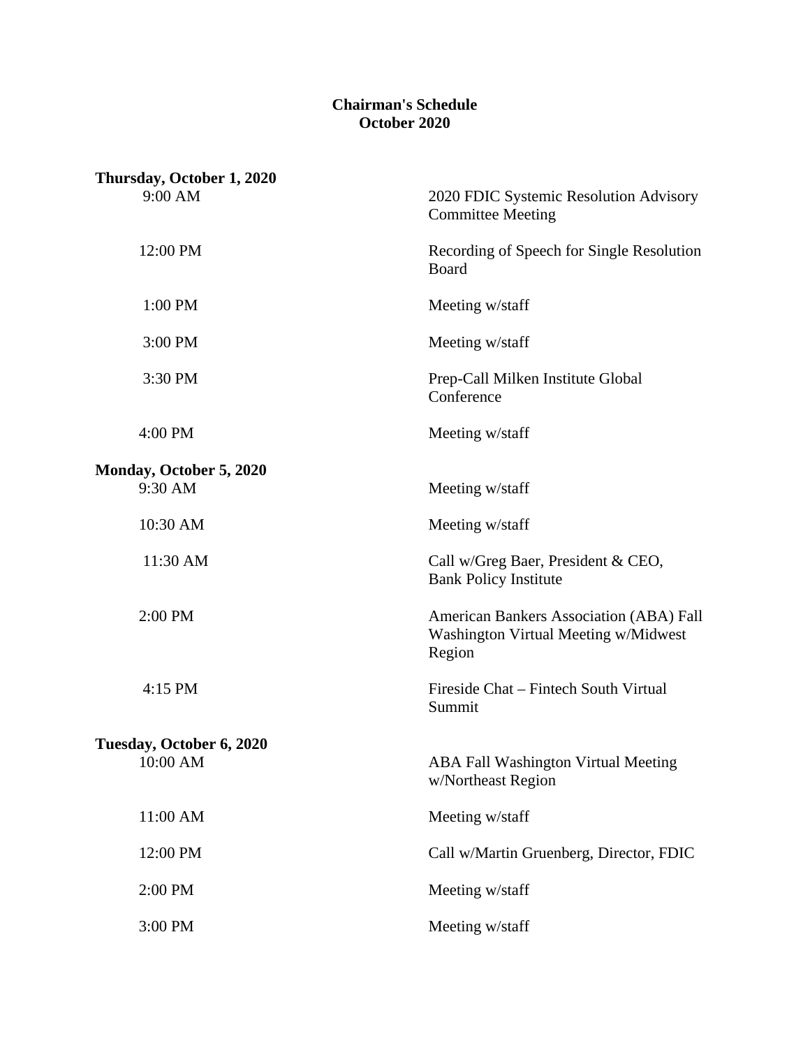# Chairman's Schedule
## October 2020

**Thursday, October 1, 2020**

| | |
|---|---|
| 9:00 AM | 2020 FDIC Systemic Resolution Advisory Committee Meeting |
| 12:00 PM | Recording of Speech for Single Resolution Board |
| 1:00 PM | Meeting w/staff |
| 3:00 PM | Meeting w/staff |
| 3:30 PM | Prep-Call Milken Institute Global Conference |
| 4:00 PM | Meeting w/staff |

**Monday, October 5, 2020**

| | |
|---|---|
| 9:30 AM | Meeting w/staff |
| 10:30 AM | Meeting w/staff |
| 11:30 AM | Call w/Greg Baer, President & CEO, Bank Policy Institute |
| 2:00 PM | American Bankers Association (ABA) Fall Washington Virtual Meeting w/Midwest Region |
| 4:15 PM | Fireside Chat – Fintech South Virtual Summit |

**Tuesday, October 6, 2020**

| | |
|---|---|
| 10:00 AM | ABA Fall Washington Virtual Meeting w/Northeast Region |
| 11:00 AM | Meeting w/staff |
| 12:00 PM | Call w/Martin Gruenberg, Director, FDIC |
| 2:00 PM | Meeting w/staff |
| 3:00 PM | Meeting w/staff |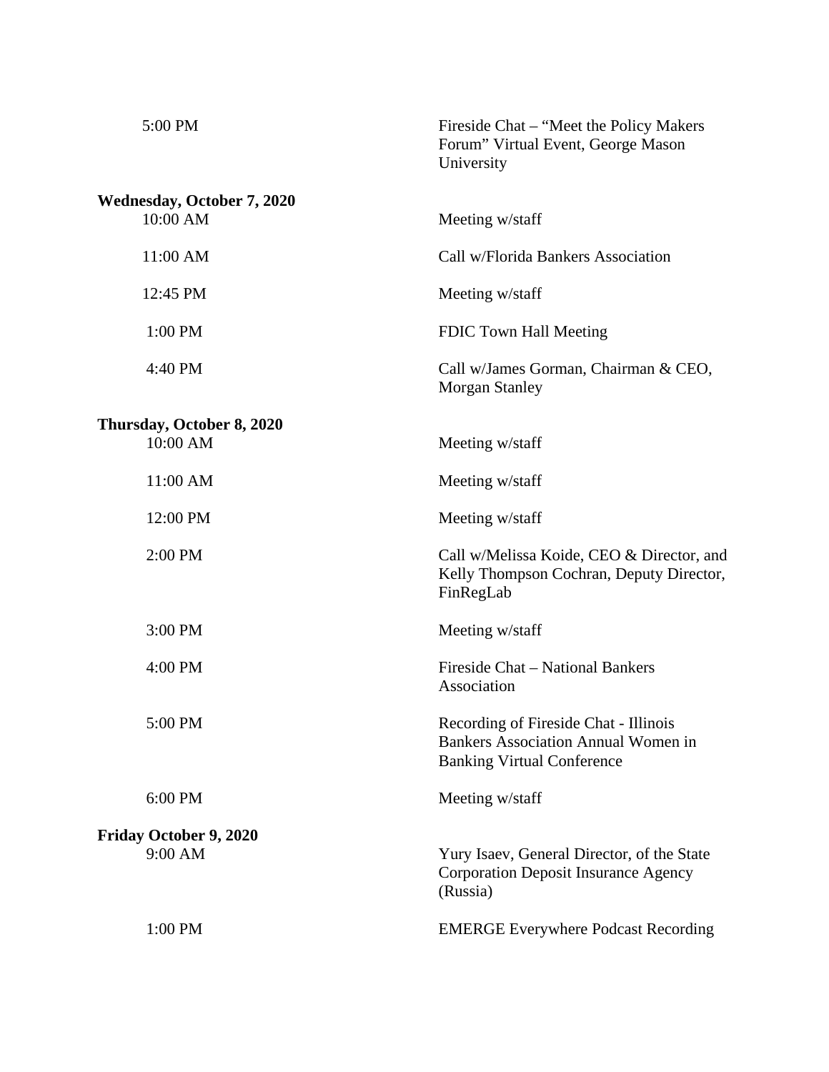| | |
|---|---|
| 5:00 PM | Fireside Chat – "Meet the Policy Makers Forum" Virtual Event, George Mason University |

**Wednesday, October 7, 2020**

| | |
|---|---|
| 10:00 AM | Meeting w/staff |
| 11:00 AM | Call w/Florida Bankers Association |
| 12:45 PM | Meeting w/staff |
| 1:00 PM | FDIC Town Hall Meeting |
| 4:40 PM | Call w/James Gorman, Chairman & CEO, Morgan Stanley |

**Thursday, October 8, 2020**

| | |
|---|---|
| 10:00 AM | Meeting w/staff |
| 11:00 AM | Meeting w/staff |
| 12:00 PM | Meeting w/staff |
| 2:00 PM | Call w/Melissa Koide, CEO & Director, and Kelly Thompson Cochran, Deputy Director, FinRegLab |
| 3:00 PM | Meeting w/staff |
| 4:00 PM | Fireside Chat – National Bankers Association |
| 5:00 PM | Recording of Fireside Chat - Illinois Bankers Association Annual Women in Banking Virtual Conference |
| 6:00 PM | Meeting w/staff |

**Friday October 9, 2020**

| | |
|---|---|
| 9:00 AM | Yury Isaev, General Director, of the State Corporation Deposit Insurance Agency (Russia) |
| 1:00 PM | EMERGE Everywhere Podcast Recording |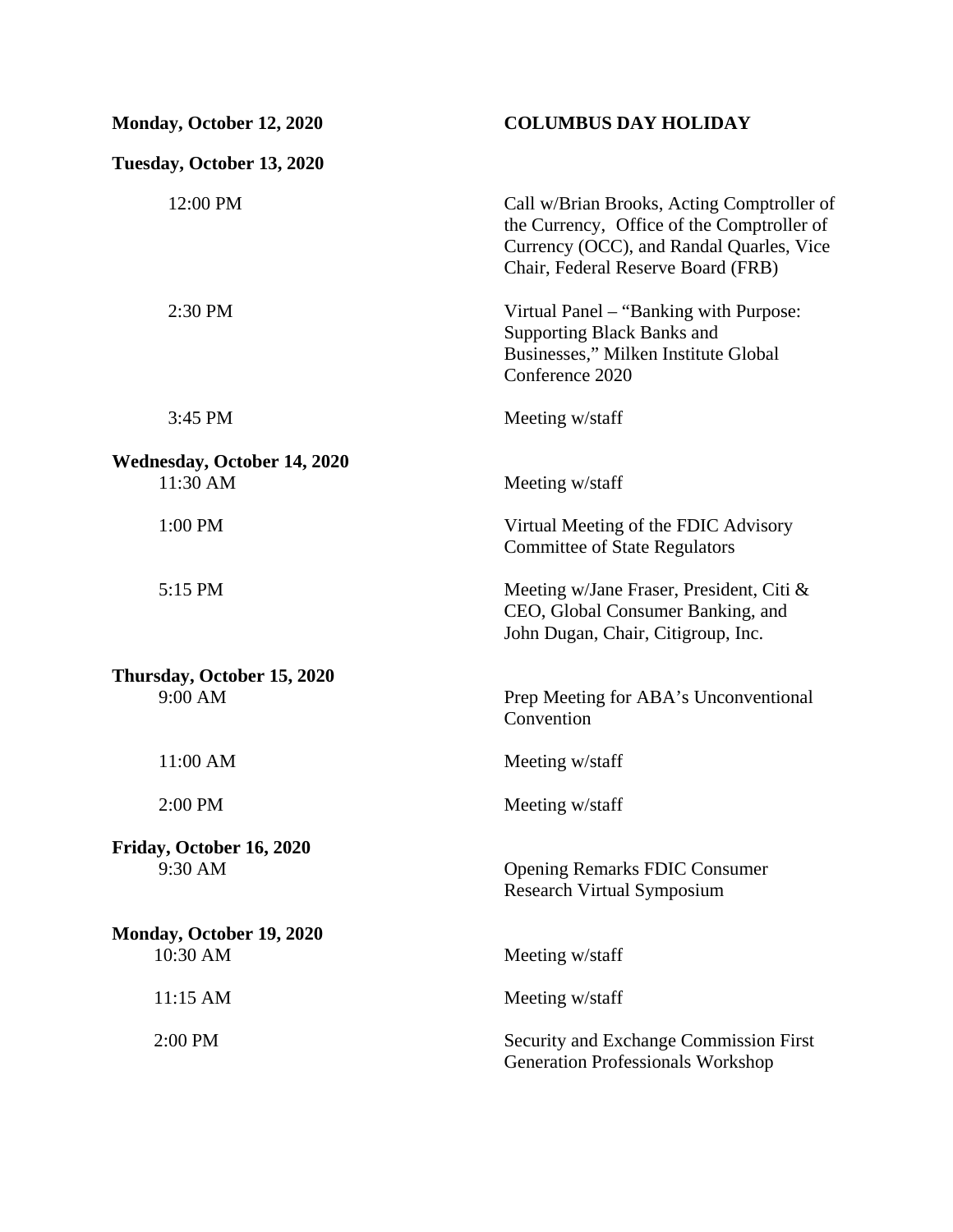**Monday, October 12, 2020** — **COLUMBUS DAY HOLIDAY**

**Tuesday, October 13, 2020**

| | |
|---|---|
| 12:00 PM | Call w/Brian Brooks, Acting Comptroller of the Currency, Office of the Comptroller of Currency (OCC), and Randal Quarles, Vice Chair, Federal Reserve Board (FRB) |
| 2:30 PM | Virtual Panel – "Banking with Purpose: Supporting Black Banks and Businesses," Milken Institute Global Conference 2020 |
| 3:45 PM | Meeting w/staff |

**Wednesday, October 14, 2020**

| | |
|---|---|
| 11:30 AM | Meeting w/staff |
| 1:00 PM | Virtual Meeting of the FDIC Advisory Committee of State Regulators |
| 5:15 PM | Meeting w/Jane Fraser, President, Citi & CEO, Global Consumer Banking, and John Dugan, Chair, Citigroup, Inc. |

**Thursday, October 15, 2020**

| | |
|---|---|
| 9:00 AM | Prep Meeting for ABA's Unconventional Convention |
| 11:00 AM | Meeting w/staff |
| 2:00 PM | Meeting w/staff |

**Friday, October 16, 2020**

| | |
|---|---|
| 9:30 AM | Opening Remarks FDIC Consumer Research Virtual Symposium |

**Monday, October 19, 2020**

| | |
|---|---|
| 10:30 AM | Meeting w/staff |
| 11:15 AM | Meeting w/staff |
| 2:00 PM | Security and Exchange Commission First Generation Professionals Workshop |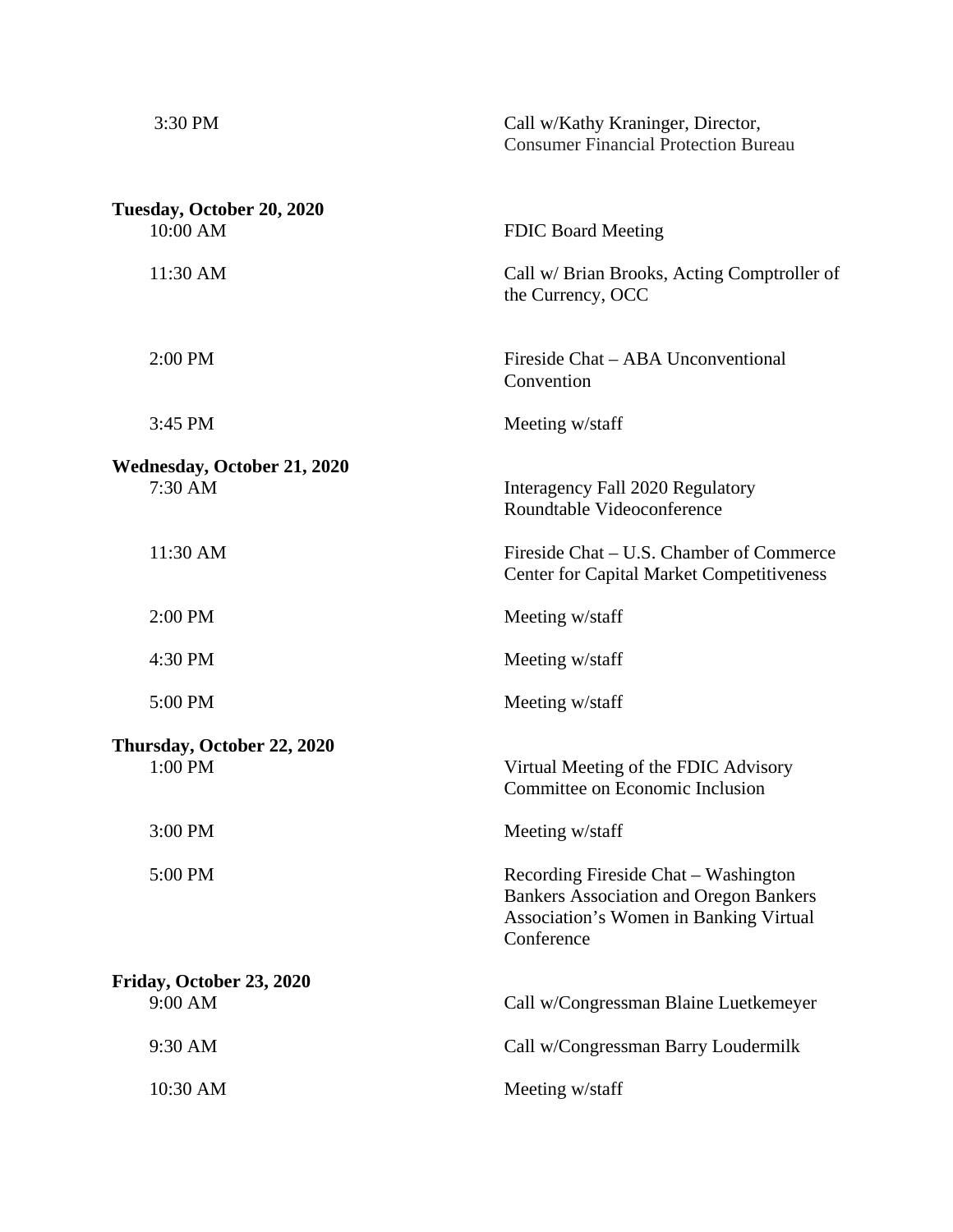| | |
|---|---|
| 3:30 PM | Call w/Kathy Kraninger, Director, Consumer Financial Protection Bureau |

**Tuesday, October 20, 2020**

| | |
|---|---|
| 10:00 AM | FDIC Board Meeting |
| 11:30 AM | Call w/ Brian Brooks, Acting Comptroller of the Currency, OCC |
| 2:00 PM | Fireside Chat – ABA Unconventional Convention |
| 3:45 PM | Meeting w/staff |

**Wednesday, October 21, 2020**

| | |
|---|---|
| 7:30 AM | Interagency Fall 2020 Regulatory Roundtable Videoconference |
| 11:30 AM | Fireside Chat – U.S. Chamber of Commerce Center for Capital Market Competitiveness |
| 2:00 PM | Meeting w/staff |
| 4:30 PM | Meeting w/staff |
| 5:00 PM | Meeting w/staff |

**Thursday, October 22, 2020**

| | |
|---|---|
| 1:00 PM | Virtual Meeting of the FDIC Advisory Committee on Economic Inclusion |
| 3:00 PM | Meeting w/staff |
| 5:00 PM | Recording Fireside Chat – Washington Bankers Association and Oregon Bankers Association's Women in Banking Virtual Conference |

**Friday, October 23, 2020**

| | |
|---|---|
| 9:00 AM | Call w/Congressman Blaine Luetkemeyer |
| 9:30 AM | Call w/Congressman Barry Loudermilk |
| 10:30 AM | Meeting w/staff |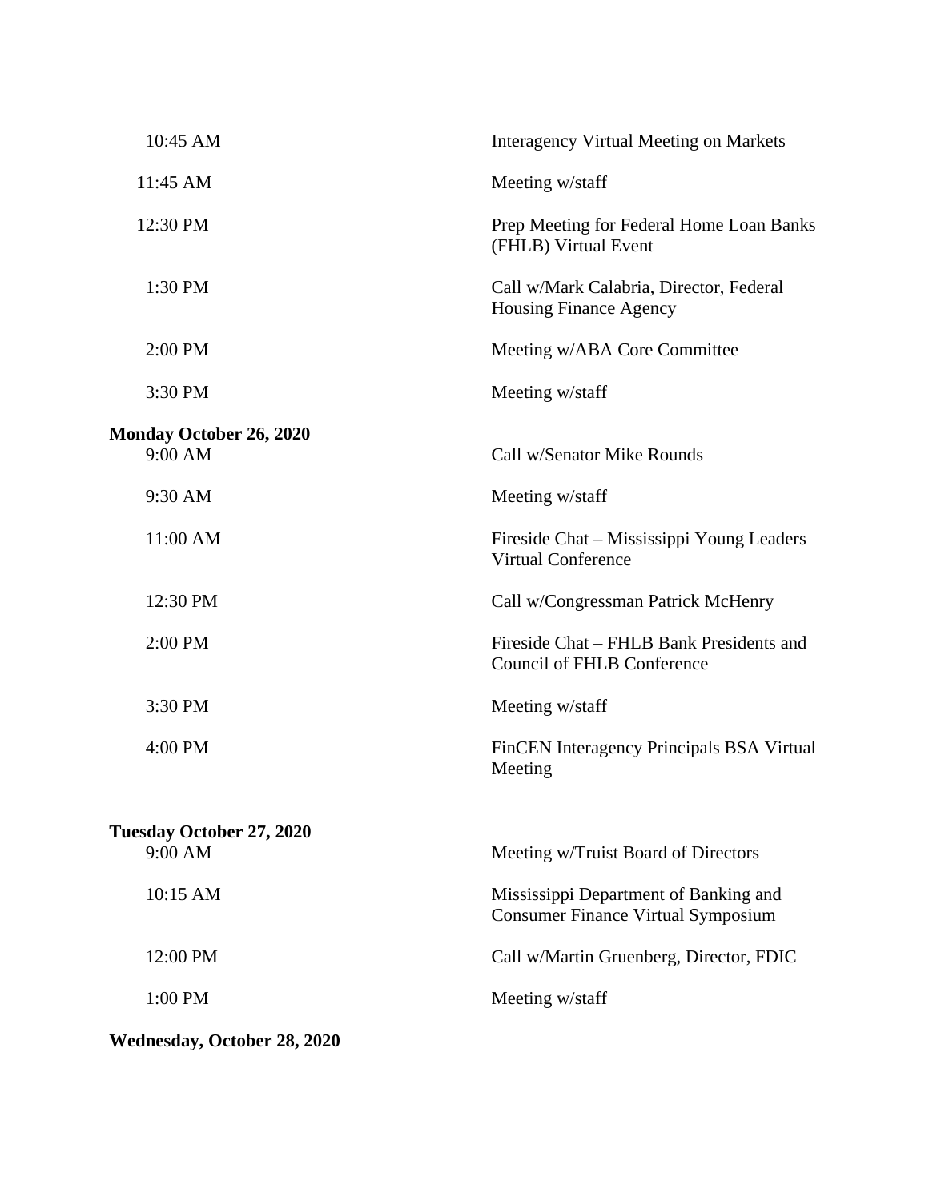| | |
|---|---|
| 10:45 AM | Interagency Virtual Meeting on Markets |
| 11:45 AM | Meeting w/staff |
| 12:30 PM | Prep Meeting for Federal Home Loan Banks (FHLB) Virtual Event |
| 1:30 PM | Call w/Mark Calabria, Director, Federal Housing Finance Agency |
| 2:00 PM | Meeting w/ABA Core Committee |
| 3:30 PM | Meeting w/staff |

**Monday October 26, 2020**

| | |
|---|---|
| 9:00 AM | Call w/Senator Mike Rounds |
| 9:30 AM | Meeting w/staff |
| 11:00 AM | Fireside Chat – Mississippi Young Leaders Virtual Conference |
| 12:30 PM | Call w/Congressman Patrick McHenry |
| 2:00 PM | Fireside Chat – FHLB Bank Presidents and Council of FHLB Conference |
| 3:30 PM | Meeting w/staff |
| 4:00 PM | FinCEN Interagency Principals BSA Virtual Meeting |

**Tuesday October 27, 2020**

| | |
|---|---|
| 9:00 AM | Meeting w/Truist Board of Directors |
| 10:15 AM | Mississippi Department of Banking and Consumer Finance Virtual Symposium |
| 12:00 PM | Call w/Martin Gruenberg, Director, FDIC |
| 1:00 PM | Meeting w/staff |

**Wednesday, October 28, 2020**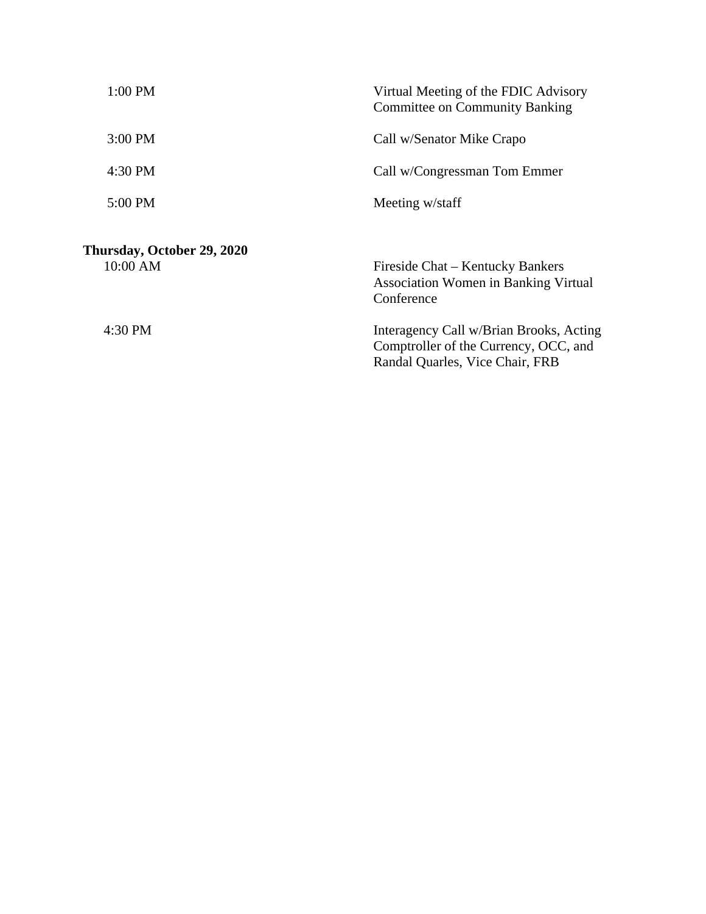| | |
|---|---|
| 1:00 PM | Virtual Meeting of the FDIC Advisory Committee on Community Banking |
| 3:00 PM | Call w/Senator Mike Crapo |
| 4:30 PM | Call w/Congressman Tom Emmer |
| 5:00 PM | Meeting w/staff |

**Thursday, October 29, 2020**

| | |
|---|---|
| 10:00 AM | Fireside Chat – Kentucky Bankers Association Women in Banking Virtual Conference |
| 4:30 PM | Interagency Call w/Brian Brooks, Acting Comptroller of the Currency, OCC, and Randal Quarles, Vice Chair, FRB |